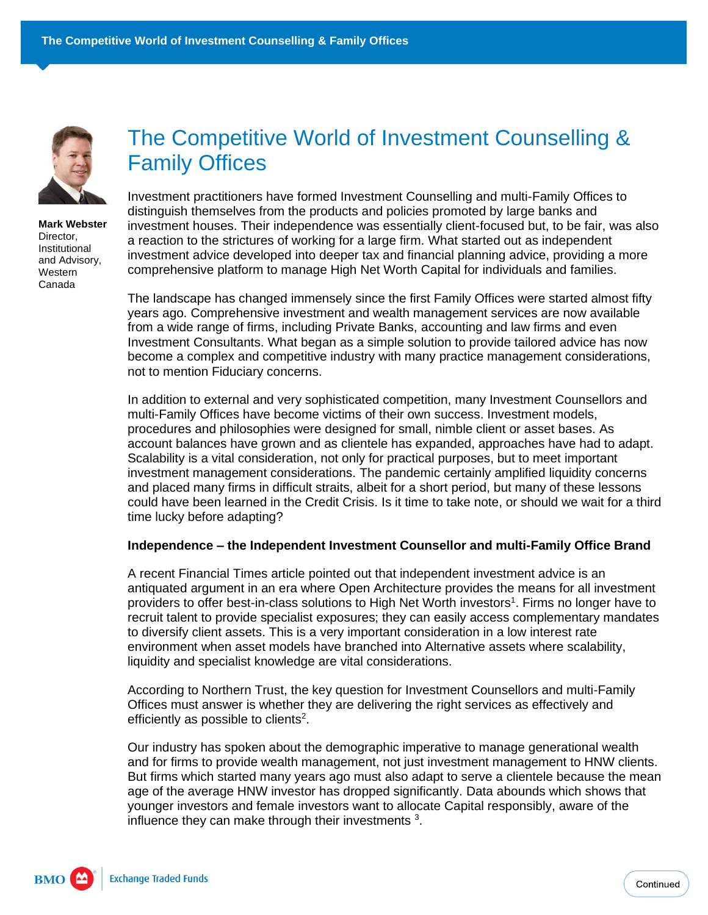# The Competitive World of Investment Counselling & Family Offices

**Mark Webster**
Director, Institutional and Advisory, Western Canada

Investment practitioners have formed Investment Counselling and multi-Family Offices to distinguish themselves from the products and policies promoted by large banks and investment houses. Their independence was essentially client-focused but, to be fair, was also a reaction to the strictures of working for a large firm. What started out as independent investment advice developed into deeper tax and financial planning advice, providing a more comprehensive platform to manage High Net Worth Capital for individuals and families.

The landscape has changed immensely since the first Family Offices were started almost fifty years ago. Comprehensive investment and wealth management services are now available from a wide range of firms, including Private Banks, accounting and law firms and even Investment Consultants. What began as a simple solution to provide tailored advice has now become a complex and competitive industry with many practice management considerations, not to mention Fiduciary concerns.

In addition to external and very sophisticated competition, many Investment Counsellors and multi-Family Offices have become victims of their own success. Investment models, procedures and philosophies were designed for small, nimble client or asset bases. As account balances have grown and as clientele has expanded, approaches have had to adapt. Scalability is a vital consideration, not only for practical purposes, but to meet important investment management considerations. The pandemic certainly amplified liquidity concerns and placed many firms in difficult straits, albeit for a short period, but many of these lessons could have been learned in the Credit Crisis. Is it time to take note, or should we wait for a third time lucky before adapting?

**Independence – the Independent Investment Counsellor and multi-Family Office Brand**

A recent Financial Times article pointed out that independent investment advice is an antiquated argument in an era where Open Architecture provides the means for all investment providers to offer best-in-class solutions to High Net Worth investors[1]. Firms no longer have to recruit talent to provide specialist exposures; they can easily access complementary mandates to diversify client assets. This is a very important consideration in a low interest rate environment when asset models have branched into Alternative assets where scalability, liquidity and specialist knowledge are vital considerations.

According to Northern Trust, the key question for Investment Counsellors and multi-Family Offices must answer is whether they are delivering the right services as effectively and efficiently as possible to clients[2].

Our industry has spoken about the demographic imperative to manage generational wealth and for firms to provide wealth management, not just investment management to HNW clients. But firms which started many years ago must also adapt to serve a clientele because the mean age of the average HNW investor has dropped significantly. Data abounds which shows that younger investors and female investors want to allocate Capital responsibly, aware of the influence they can make through their investments [3].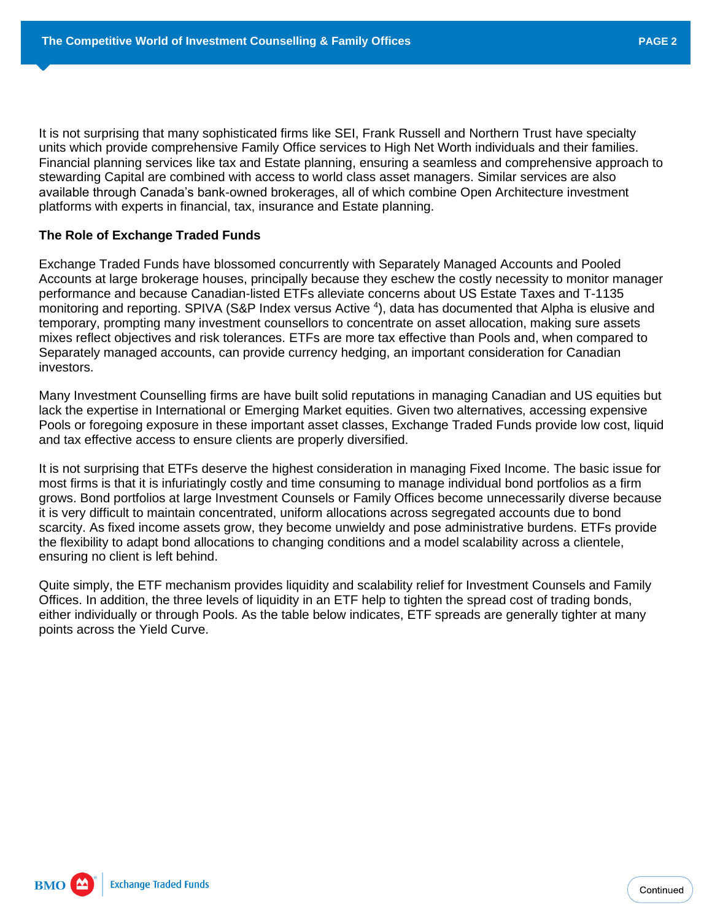It is not surprising that many sophisticated firms like SEI, Frank Russell and Northern Trust have specialty units which provide comprehensive Family Office services to High Net Worth individuals and their families. Financial planning services like tax and Estate planning, ensuring a seamless and comprehensive approach to stewarding Capital are combined with access to world class asset managers. Similar services are also available through Canada's bank-owned brokerages, all of which combine Open Architecture investment platforms with experts in financial, tax, insurance and Estate planning.

**The Role of Exchange Traded Funds**

Exchange Traded Funds have blossomed concurrently with Separately Managed Accounts and Pooled Accounts at large brokerage houses, principally because they eschew the costly necessity to monitor manager performance and because Canadian-listed ETFs alleviate concerns about US Estate Taxes and T-1135 monitoring and reporting. SPIVA (S&P Index versus Active [4]), data has documented that Alpha is elusive and temporary, prompting many investment counsellors to concentrate on asset allocation, making sure assets mixes reflect objectives and risk tolerances. ETFs are more tax effective than Pools and, when compared to Separately managed accounts, can provide currency hedging, an important consideration for Canadian investors.

Many Investment Counselling firms are have built solid reputations in managing Canadian and US equities but lack the expertise in International or Emerging Market equities. Given two alternatives, accessing expensive Pools or foregoing exposure in these important asset classes, Exchange Traded Funds provide low cost, liquid and tax effective access to ensure clients are properly diversified.

It is not surprising that ETFs deserve the highest consideration in managing Fixed Income. The basic issue for most firms is that it is infuriatingly costly and time consuming to manage individual bond portfolios as a firm grows. Bond portfolios at large Investment Counsels or Family Offices become unnecessarily diverse because it is very difficult to maintain concentrated, uniform allocations across segregated accounts due to bond scarcity. As fixed income assets grow, they become unwieldy and pose administrative burdens. ETFs provide the flexibility to adapt bond allocations to changing conditions and a model scalability across a clientele, ensuring no client is left behind.

Quite simply, the ETF mechanism provides liquidity and scalability relief for Investment Counsels and Family Offices. In addition, the three levels of liquidity in an ETF help to tighten the spread cost of trading bonds, either individually or through Pools. As the table below indicates, ETF spreads are generally tighter at many points across the Yield Curve.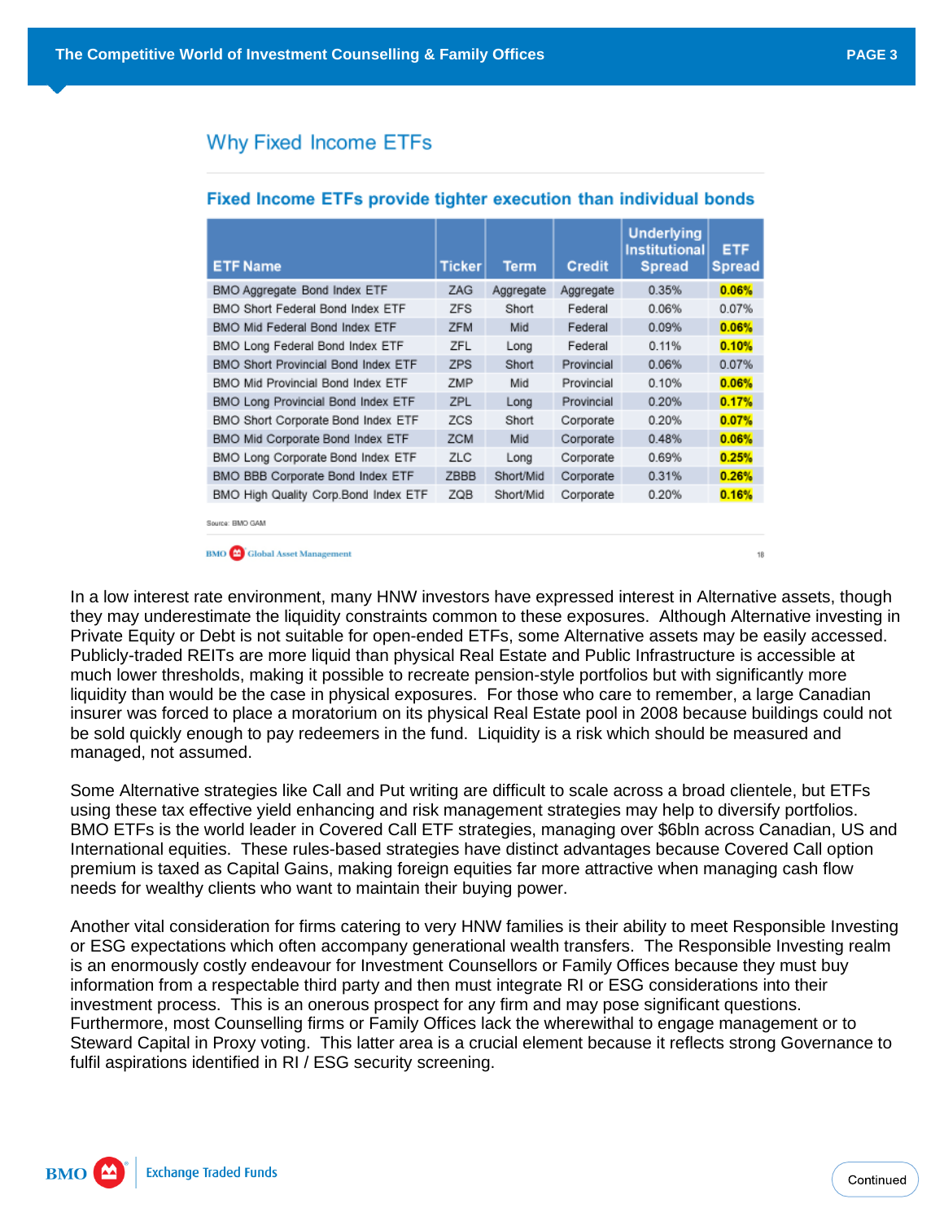## Why Fixed Income ETFs

### Fixed Income ETFs provide tighter execution than individual bonds

| ETF Name | Ticker | Term | Credit | Underlying Institutional Spread | ETF Spread |
|---|---|---|---|---|---|
| BMO Aggregate Bond Index ETF | ZAG | Aggregate | Aggregate | 0.35% | **0.06%** |
| BMO Short Federal Bond Index ETF | ZFS | Short | Federal | 0.06% | 0.07% |
| BMO Mid Federal Bond Index ETF | ZFM | Mid | Federal | 0.09% | **0.06%** |
| BMO Long Federal Bond Index ETF | ZFL | Long | Federal | 0.11% | **0.10%** |
| BMO Short Provincial Bond Index ETF | ZPS | Short | Provincial | 0.06% | 0.07% |
| BMO Mid Provincial Bond Index ETF | ZMP | Mid | Provincial | 0.10% | **0.06%** |
| BMO Long Provincial Bond Index ETF | ZPL | Long | Provincial | 0.20% | **0.17%** |
| BMO Short Corporate Bond Index ETF | ZCS | Short | Corporate | 0.20% | **0.07%** |
| BMO Mid Corporate Bond Index ETF | ZCM | Mid | Corporate | 0.48% | **0.06%** |
| BMO Long Corporate Bond Index ETF | ZLC | Long | Corporate | 0.69% | **0.25%** |
| BMO BBB Corporate Bond Index ETF | ZBBB | Short/Mid | Corporate | 0.31% | **0.26%** |
| BMO High Quality Corp.Bond Index ETF | ZQB | Short/Mid | Corporate | 0.20% | **0.16%** |

Source: BMO GAM

In a low interest rate environment, many HNW investors have expressed interest in Alternative assets, though they may underestimate the liquidity constraints common to these exposures. Although Alternative investing in Private Equity or Debt is not suitable for open-ended ETFs, some Alternative assets may be easily accessed. Publicly-traded REITs are more liquid than physical Real Estate and Public Infrastructure is accessible at much lower thresholds, making it possible to recreate pension-style portfolios but with significantly more liquidity than would be the case in physical exposures. For those who care to remember, a large Canadian insurer was forced to place a moratorium on its physical Real Estate pool in 2008 because buildings could not be sold quickly enough to pay redeemers in the fund. Liquidity is a risk which should be measured and managed, not assumed.

Some Alternative strategies like Call and Put writing are difficult to scale across a broad clientele, but ETFs using these tax effective yield enhancing and risk management strategies may help to diversify portfolios. BMO ETFs is the world leader in Covered Call ETF strategies, managing over $6bln across Canadian, US and International equities. These rules-based strategies have distinct advantages because Covered Call option premium is taxed as Capital Gains, making foreign equities far more attractive when managing cash flow needs for wealthy clients who want to maintain their buying power.

Another vital consideration for firms catering to very HNW families is their ability to meet Responsible Investing or ESG expectations which often accompany generational wealth transfers. The Responsible Investing realm is an enormously costly endeavour for Investment Counsellors or Family Offices because they must buy information from a respectable third party and then must integrate RI or ESG considerations into their investment process. This is an onerous prospect for any firm and may pose significant questions. Furthermore, most Counselling firms or Family Offices lack the wherewithal to engage management or to Steward Capital in Proxy voting. This latter area is a crucial element because it reflects strong Governance to fulfil aspirations identified in RI / ESG security screening.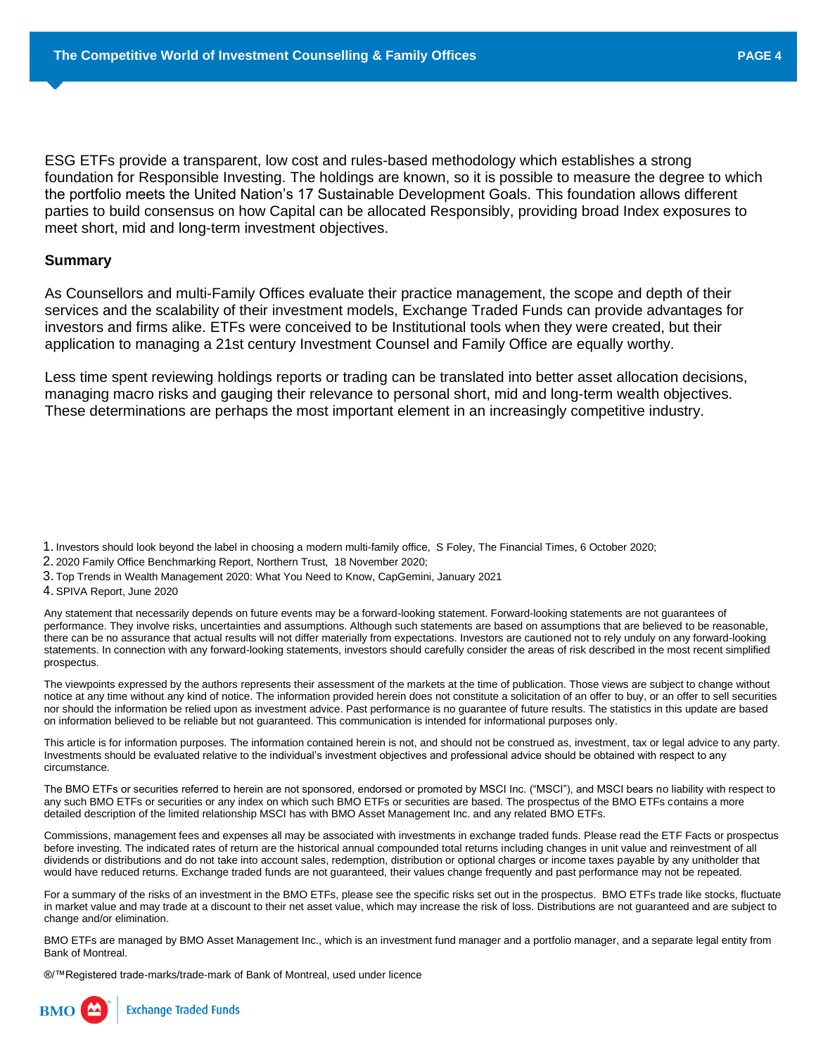ESG ETFs provide a transparent, low cost and rules-based methodology which establishes a strong foundation for Responsible Investing. The holdings are known, so it is possible to measure the degree to which the portfolio meets the United Nation's 17 Sustainable Development Goals. This foundation allows different parties to build consensus on how Capital can be allocated Responsibly, providing broad Index exposures to meet short, mid and long-term investment objectives.

**Summary**

As Counsellors and multi-Family Offices evaluate their practice management, the scope and depth of their services and the scalability of their investment models, Exchange Traded Funds can provide advantages for investors and firms alike. ETFs were conceived to be Institutional tools when they were created, but their application to managing a 21st century Investment Counsel and Family Office are equally worthy.

Less time spent reviewing holdings reports or trading can be translated into better asset allocation decisions, managing macro risks and gauging their relevance to personal short, mid and long-term wealth objectives. These determinations are perhaps the most important element in an increasingly competitive industry.

1. Investors should look beyond the label in choosing a modern multi-family office, S Foley, The Financial Times, 6 October 2020;
2. 2020 Family Office Benchmarking Report, Northern Trust, 18 November 2020;
3. Top Trends in Wealth Management 2020: What You Need to Know, CapGemini, January 2021
4. SPIVA Report, June 2020

Any statement that necessarily depends on future events may be a forward-looking statement. Forward-looking statements are not guarantees of performance. They involve risks, uncertainties and assumptions. Although such statements are based on assumptions that are believed to be reasonable, there can be no assurance that actual results will not differ materially from expectations. Investors are cautioned not to rely unduly on any forward-looking statements. In connection with any forward-looking statements, investors should carefully consider the areas of risk described in the most recent simplified prospectus.

The viewpoints expressed by the authors represents their assessment of the markets at the time of publication. Those views are subject to change without notice at any time without any kind of notice. The information provided herein does not constitute a solicitation of an offer to buy, or an offer to sell securities nor should the information be relied upon as investment advice. Past performance is no guarantee of future results. The statistics in this update are based on information believed to be reliable but not guaranteed. This communication is intended for informational purposes only.

This article is for information purposes. The information contained herein is not, and should not be construed as, investment, tax or legal advice to any party. Investments should be evaluated relative to the individual's investment objectives and professional advice should be obtained with respect to any circumstance.

The BMO ETFs or securities referred to herein are not sponsored, endorsed or promoted by MSCI Inc. ("MSCI"), and MSCI bears no liability with respect to any such BMO ETFs or securities or any index on which such BMO ETFs or securities are based. The prospectus of the BMO ETFs contains a more detailed description of the limited relationship MSCI has with BMO Asset Management Inc. and any related BMO ETFs.

Commissions, management fees and expenses all may be associated with investments in exchange traded funds. Please read the ETF Facts or prospectus before investing. The indicated rates of return are the historical annual compounded total returns including changes in unit value and reinvestment of all dividends or distributions and do not take into account sales, redemption, distribution or optional charges or income taxes payable by any unitholder that would have reduced returns. Exchange traded funds are not guaranteed, their values change frequently and past performance may not be repeated.

For a summary of the risks of an investment in the BMO ETFs, please see the specific risks set out in the prospectus. BMO ETFs trade like stocks, fluctuate in market value and may trade at a discount to their net asset value, which may increase the risk of loss. Distributions are not guaranteed and are subject to change and/or elimination.

BMO ETFs are managed by BMO Asset Management Inc., which is an investment fund manager and a portfolio manager, and a separate legal entity from Bank of Montreal.

®/™Registered trade-marks/trade-mark of Bank of Montreal, used under licence

BMO Exchange Traded Funds